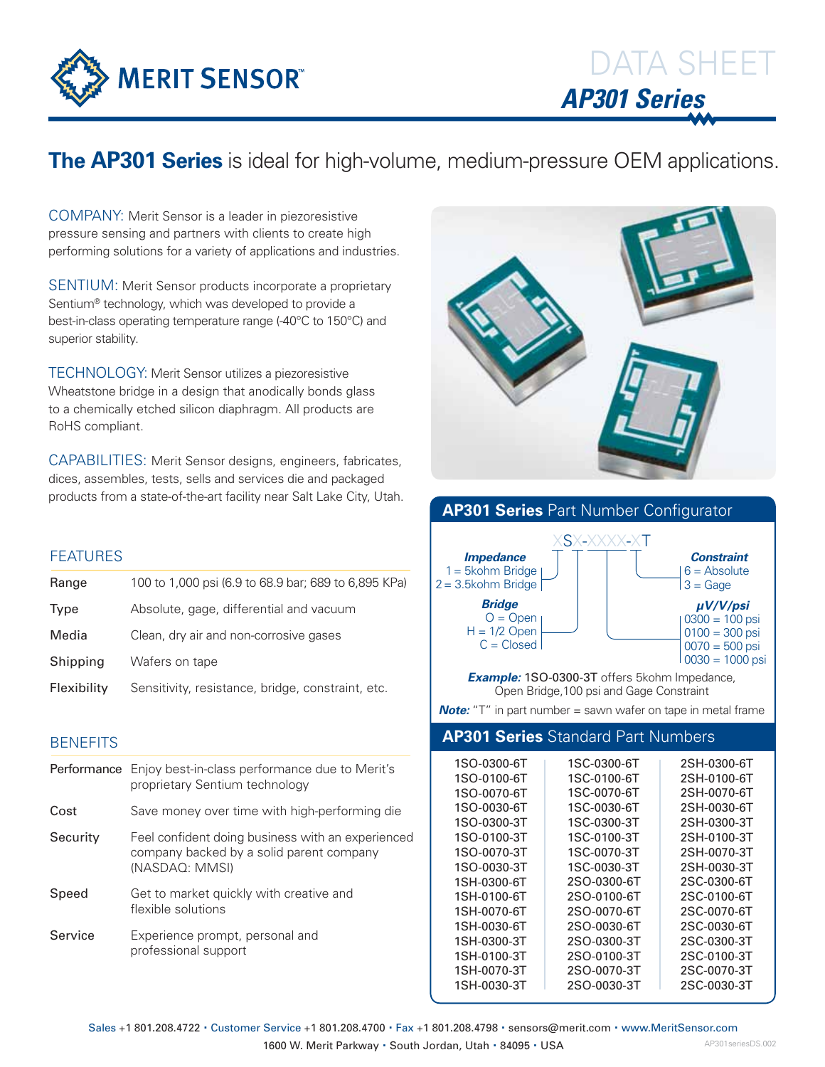# DATA SHEET

## AP301 Series

## **The AP301 Series** is ideal for high-volume, medium-pressure OEM applications.

COMPANY: Merit Sensor is a leader in piezoresistive pressure sensing and partners with clients to create high performing solutions for a variety of applications and industries.

SENTIUM: Merit Sensor products incorporate a proprietary Sentium® technology, which was developed to provide a best-in-class operating temperature range (-40°C to 150°C) and superior stability.

TECHNOLOGY: Merit Sensor utilizes a piezoresistive Wheatstone bridge in a design that anodically bonds glass to a chemically etched silicon diaphragm. All products are RoHS compliant.

CAPABILITIES: Merit Sensor designs, engineers, fabricates, dices, assembles, tests, sells and services die and packaged products from a state-of-the-art facility near Salt Lake City, Utah.

### FEATURES

| | |
|---|---|
| Range | 100 to 1,000 psi (6.9 to 68.9 bar; 689 to 6,895 KPa) |
| Type | Absolute, gage, differential and vacuum |
| Media | Clean, dry air and non-corrosive gases |
| Shipping | Wafers on tape |
| Flexibility | Sensitivity, resistance, bridge, constraint, etc. |

### BENEFITS

| | |
|---|---|
| Performance | Enjoy best-in-class performance due to Merit's proprietary Sentium technology |
| Cost | Save money over time with high-performing die |
| Security | Feel confident doing business with an experienced company backed by a solid parent company (NASDAQ: MMSI) |
| Speed | Get to market quickly with creative and flexible solutions |
| Service | Experience prompt, personal and professional support |

### AP301 Series Part Number Configurator

XSX-XXXX-XT

***Impedance***
1 = 5kohm Bridge
2 = 3.5kohm Bridge

***Bridge***
O = Open
H = 1/2 Open
C = Closed

***Constraint***
6 = Absolute
3 = Gage

***µV/V/psi***
0300 = 100 psi
0100 = 300 psi
0070 = 500 psi
0030 = 1000 psi

***Example:*** 1SO-0300-3T offers 5kohm Impedance, Open Bridge, 100 psi and Gage Constraint

***Note:*** "T" in part number = sawn wafer on tape in metal frame

### AP301 Series Standard Part Numbers

| | | |
|---|---|---|
| 1SO-0300-6T | 1SC-0300-6T | 2SH-0300-6T |
| 1SO-0100-6T | 1SC-0100-6T | 2SH-0100-6T |
| 1SO-0070-6T | 1SC-0070-6T | 2SH-0070-6T |
| 1SO-0030-6T | 1SC-0030-6T | 2SH-0030-6T |
| 1SO-0300-3T | 1SC-0300-3T | 2SH-0300-3T |
| 1SO-0100-3T | 1SC-0100-3T | 2SH-0100-3T |
| 1SO-0070-3T | 1SC-0070-3T | 2SH-0070-3T |
| 1SO-0030-3T | 1SC-0030-3T | 2SH-0030-3T |
| 1SH-0300-6T | 2SO-0300-6T | 2SC-0300-6T |
| 1SH-0100-6T | 2SO-0100-6T | 2SC-0100-6T |
| 1SH-0070-6T | 2SO-0070-6T | 2SC-0070-6T |
| 1SH-0030-6T | 2SO-0030-6T | 2SC-0030-6T |
| 1SH-0300-3T | 2SO-0300-3T | 2SC-0300-3T |
| 1SH-0100-3T | 2SO-0100-3T | 2SC-0100-3T |
| 1SH-0070-3T | 2SO-0070-3T | 2SC-0070-3T |
| 1SH-0030-3T | 2SO-0030-3T | 2SC-0030-3T |

Sales +1 801.208.4722 • Customer Service +1 801.208.4700 • Fax +1 801.208.4798 • sensors@merit.com • www.MeritSensor.com
1600 W. Merit Parkway • South Jordan, Utah • 84095 • USA

AP301seriesDS.002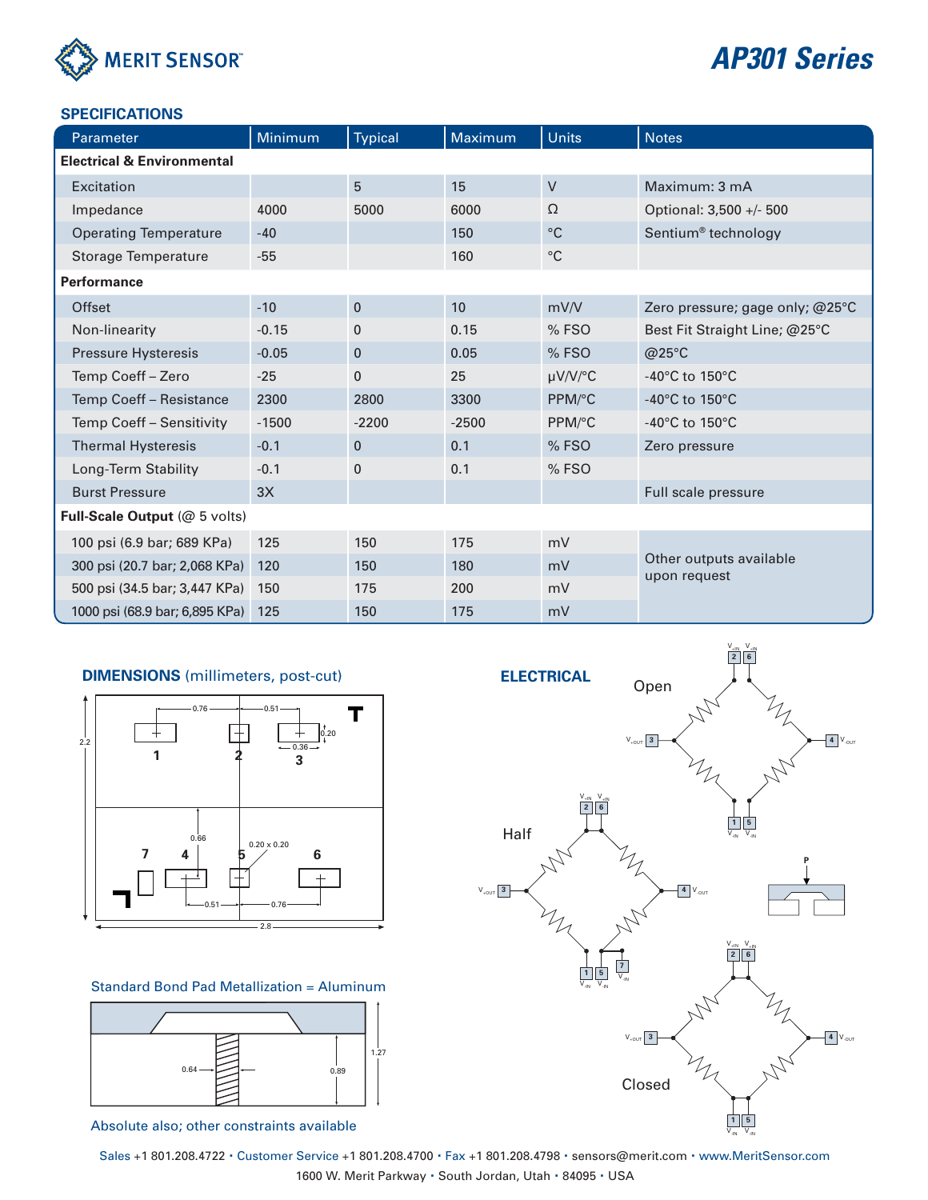## SPECIFICATIONS

| Parameter | Minimum | Typical | Maximum | Units | Notes |
|---|---|---|---|---|---|
| **Electrical & Environmental** | | | | | |
| Excitation | | 5 | 15 | V | Maximum: 3 mA |
| Impedance | 4000 | 5000 | 6000 | Ω | Optional: 3,500 +/- 500 |
| Operating Temperature | -40 | | 150 | °C | Sentium® technology |
| Storage Temperature | -55 | | 160 | °C | |
| **Performance** | | | | | |
| Offset | -10 | 0 | 10 | mV/V | Zero pressure; gage only; @25°C |
| Non-linearity | -0.15 | 0 | 0.15 | % FSO | Best Fit Straight Line; @25°C |
| Pressure Hysteresis | -0.05 | 0 | 0.05 | % FSO | @25°C |
| Temp Coeff – Zero | -25 | 0 | 25 | µV/V/°C | -40°C to 150°C |
| Temp Coeff – Resistance | 2300 | 2800 | 3300 | PPM/°C | -40°C to 150°C |
| Temp Coeff – Sensitivity | -1500 | -2200 | -2500 | PPM/°C | -40°C to 150°C |
| Thermal Hysteresis | -0.1 | 0 | 0.1 | % FSO | Zero pressure |
| Long-Term Stability | -0.1 | 0 | 0.1 | % FSO | |
| Burst Pressure | 3X | | | | Full scale pressure |
| **Full-Scale Output** (@ 5 volts) | | | | | |
| 100 psi (6.9 bar; 689 KPa) | 125 | 150 | 175 | mV | Other outputs available upon request |
| 300 psi (20.7 bar; 2,068 KPa) | 120 | 150 | 180 | mV | |
| 500 psi (34.5 bar; 3,447 KPa) | 150 | 175 | 200 | mV | |
| 1000 psi (68.9 bar; 6,895 KPa) | 125 | 150 | 175 | mV | |

## DIMENSIONS (millimeters, post-cut)

0.76
0.51
0.20
0.36
1
2
3
2.2
0.66
0.20 x 0.20
7
4
5
6
0.51
0.76
2.8

Standard Bond Pad Metallization = Aluminum

0.64
0.89
1.27

Absolute also; other constraints available

## ELECTRICAL

Open

Half

Closed

P

Sales +1 801.208.4722 • Customer Service +1 801.208.4700 • Fax +1 801.208.4798 • sensors@merit.com • www.MeritSensor.com

1600 W. Merit Parkway • South Jordan, Utah • 84095 • USA